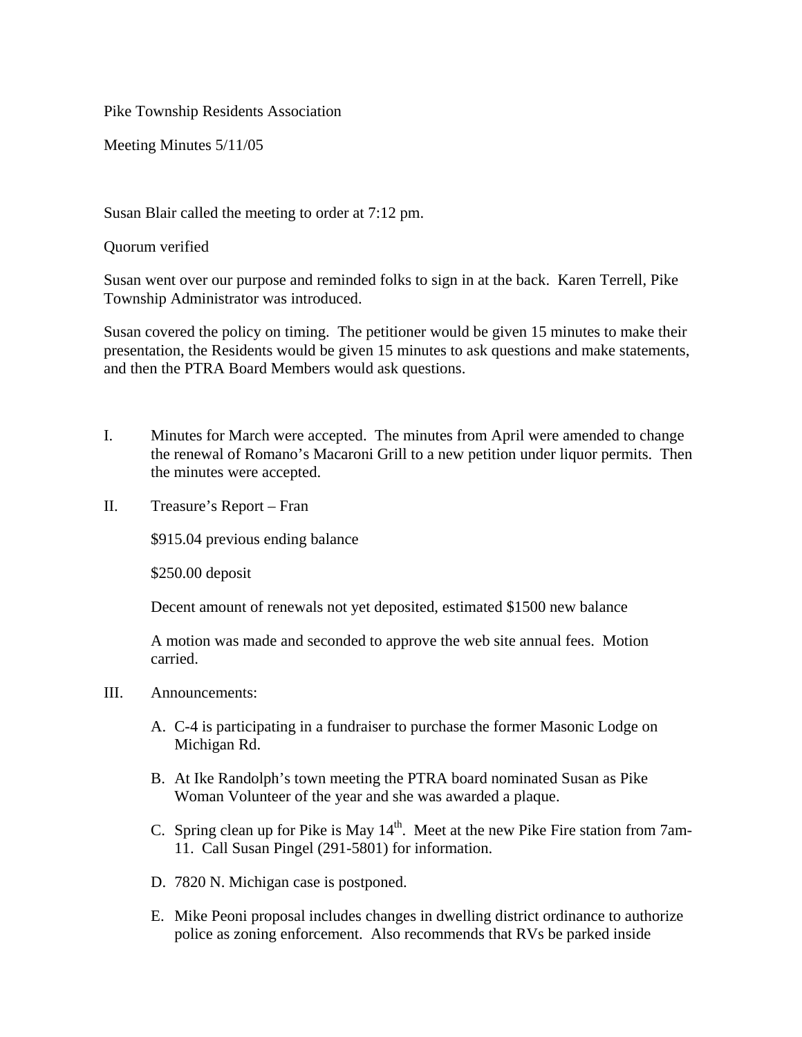Pike Township Residents Association

Meeting Minutes 5/11/05

Susan Blair called the meeting to order at 7:12 pm.

Quorum verified

Susan went over our purpose and reminded folks to sign in at the back. Karen Terrell, Pike Township Administrator was introduced.

Susan covered the policy on timing. The petitioner would be given 15 minutes to make their presentation, the Residents would be given 15 minutes to ask questions and make statements, and then the PTRA Board Members would ask questions.

I. Minutes for March were accepted. The minutes from April were amended to change the renewal of Romano's Macaroni Grill to a new petition under liquor permits. Then the minutes were accepted.

II. Treasure's Report – Fran

   $915.04 previous ending balance

   $250.00 deposit

   Decent amount of renewals not yet deposited, estimated $1500 new balance

   A motion was made and seconded to approve the web site annual fees. Motion carried.

III. Announcements:

   A. C-4 is participating in a fundraiser to purchase the former Masonic Lodge on Michigan Rd.

   B. At Ike Randolph's town meeting the PTRA board nominated Susan as Pike Woman Volunteer of the year and she was awarded a plaque.

   C. Spring clean up for Pike is May 14th. Meet at the new Pike Fire station from 7am-11. Call Susan Pingel (291-5801) for information.

   D. 7820 N. Michigan case is postponed.

   E. Mike Peoni proposal includes changes in dwelling district ordinance to authorize police as zoning enforcement. Also recommends that RVs be parked inside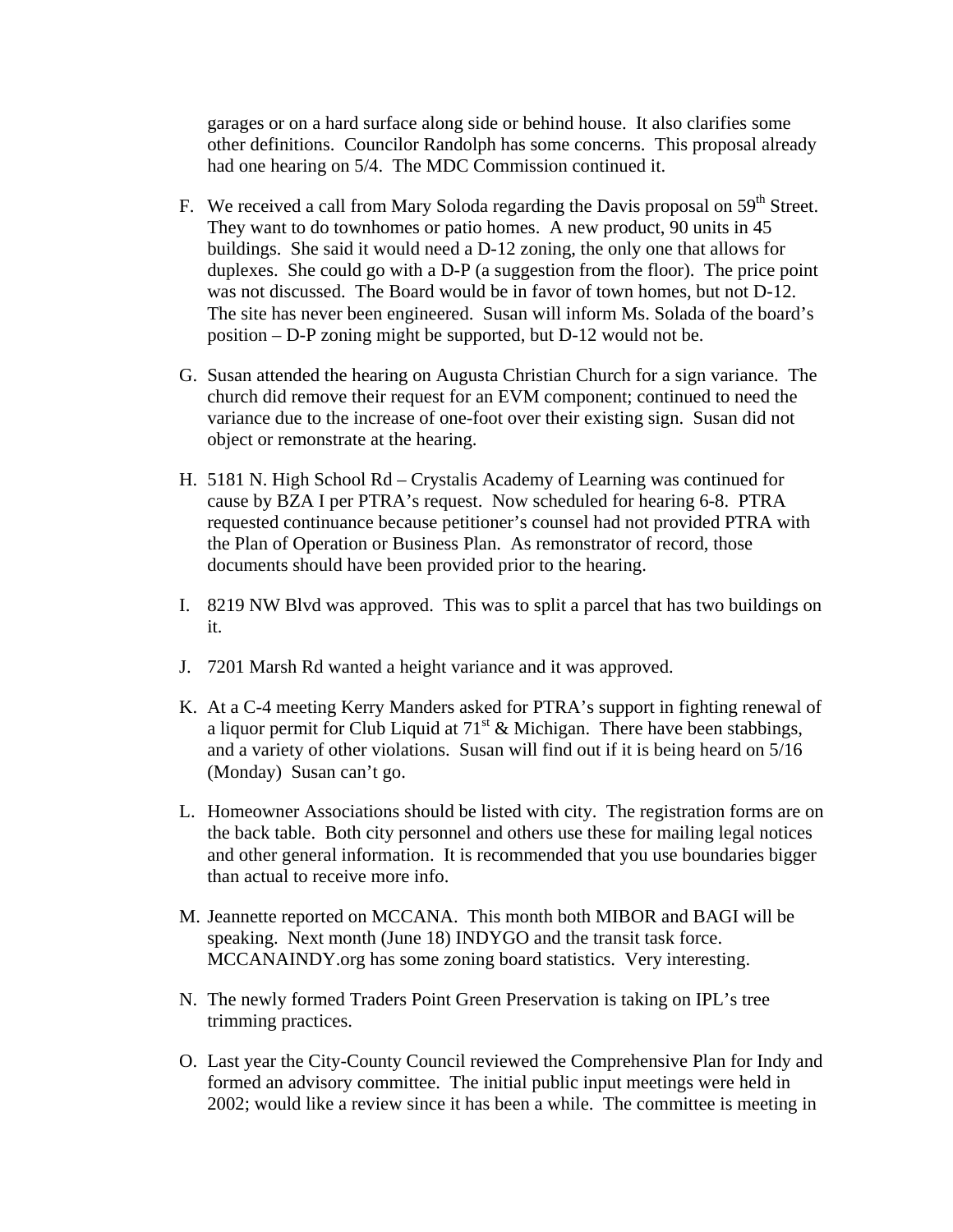garages or on a hard surface along side or behind house. It also clarifies some other definitions. Councilor Randolph has some concerns. This proposal already had one hearing on 5/4. The MDC Commission continued it.

F. We received a call from Mary Soloda regarding the Davis proposal on 59th Street. They want to do townhomes or patio homes. A new product, 90 units in 45 buildings. She said it would need a D-12 zoning, the only one that allows for duplexes. She could go with a D-P (a suggestion from the floor). The price point was not discussed. The Board would be in favor of town homes, but not D-12. The site has never been engineered. Susan will inform Ms. Solada of the board's position – D-P zoning might be supported, but D-12 would not be.

G. Susan attended the hearing on Augusta Christian Church for a sign variance. The church did remove their request for an EVM component; continued to need the variance due to the increase of one-foot over their existing sign. Susan did not object or remonstrate at the hearing.

H. 5181 N. High School Rd – Crystalis Academy of Learning was continued for cause by BZA I per PTRA's request. Now scheduled for hearing 6-8. PTRA requested continuance because petitioner's counsel had not provided PTRA with the Plan of Operation or Business Plan. As remonstrator of record, those documents should have been provided prior to the hearing.

I. 8219 NW Blvd was approved. This was to split a parcel that has two buildings on it.

J. 7201 Marsh Rd wanted a height variance and it was approved.

K. At a C-4 meeting Kerry Manders asked for PTRA's support in fighting renewal of a liquor permit for Club Liquid at 71st & Michigan. There have been stabbings, and a variety of other violations. Susan will find out if it is being heard on 5/16 (Monday) Susan can't go.

L. Homeowner Associations should be listed with city. The registration forms are on the back table. Both city personnel and others use these for mailing legal notices and other general information. It is recommended that you use boundaries bigger than actual to receive more info.

M. Jeannette reported on MCCANA. This month both MIBOR and BAGI will be speaking. Next month (June 18) INDYGO and the transit task force. MCCANAINDY.org has some zoning board statistics. Very interesting.

N. The newly formed Traders Point Green Preservation is taking on IPL's tree trimming practices.

O. Last year the City-County Council reviewed the Comprehensive Plan for Indy and formed an advisory committee. The initial public input meetings were held in 2002; would like a review since it has been a while. The committee is meeting in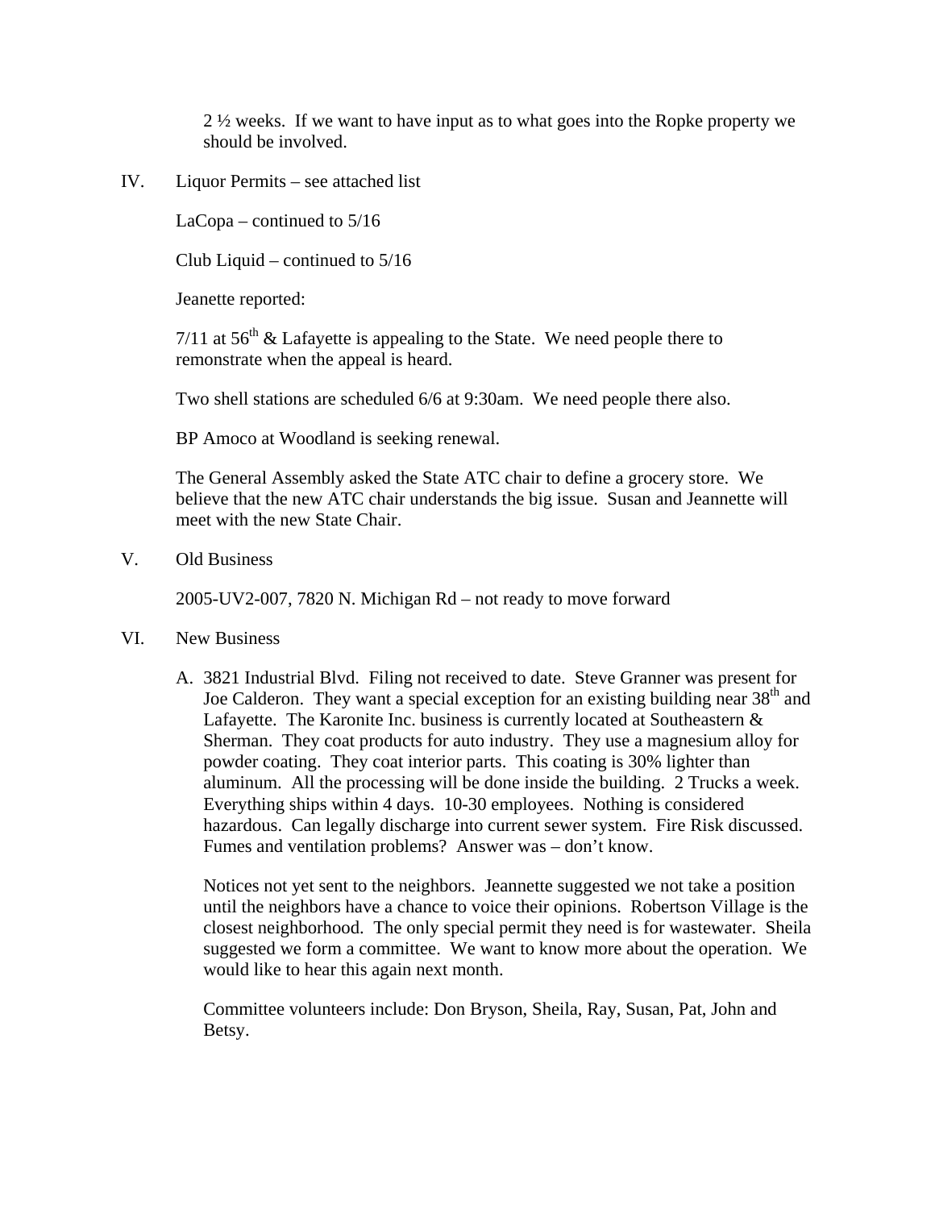2 ½ weeks. If we want to have input as to what goes into the Ropke property we should be involved.

IV. Liquor Permits – see attached list

LaCopa – continued to 5/16

Club Liquid – continued to 5/16

Jeanette reported:

7/11 at 56th & Lafayette is appealing to the State. We need people there to remonstrate when the appeal is heard.

Two shell stations are scheduled 6/6 at 9:30am. We need people there also.

BP Amoco at Woodland is seeking renewal.

The General Assembly asked the State ATC chair to define a grocery store. We believe that the new ATC chair understands the big issue. Susan and Jeannette will meet with the new State Chair.

V. Old Business

2005-UV2-007, 7820 N. Michigan Rd – not ready to move forward

VI. New Business

A. 3821 Industrial Blvd. Filing not received to date. Steve Granner was present for Joe Calderon. They want a special exception for an existing building near 38th and Lafayette. The Karonite Inc. business is currently located at Southeastern & Sherman. They coat products for auto industry. They use a magnesium alloy for powder coating. They coat interior parts. This coating is 30% lighter than aluminum. All the processing will be done inside the building. 2 Trucks a week. Everything ships within 4 days. 10-30 employees. Nothing is considered hazardous. Can legally discharge into current sewer system. Fire Risk discussed. Fumes and ventilation problems? Answer was – don't know.

Notices not yet sent to the neighbors. Jeannette suggested we not take a position until the neighbors have a chance to voice their opinions. Robertson Village is the closest neighborhood. The only special permit they need is for wastewater. Sheila suggested we form a committee. We want to know more about the operation. We would like to hear this again next month.

Committee volunteers include: Don Bryson, Sheila, Ray, Susan, Pat, John and Betsy.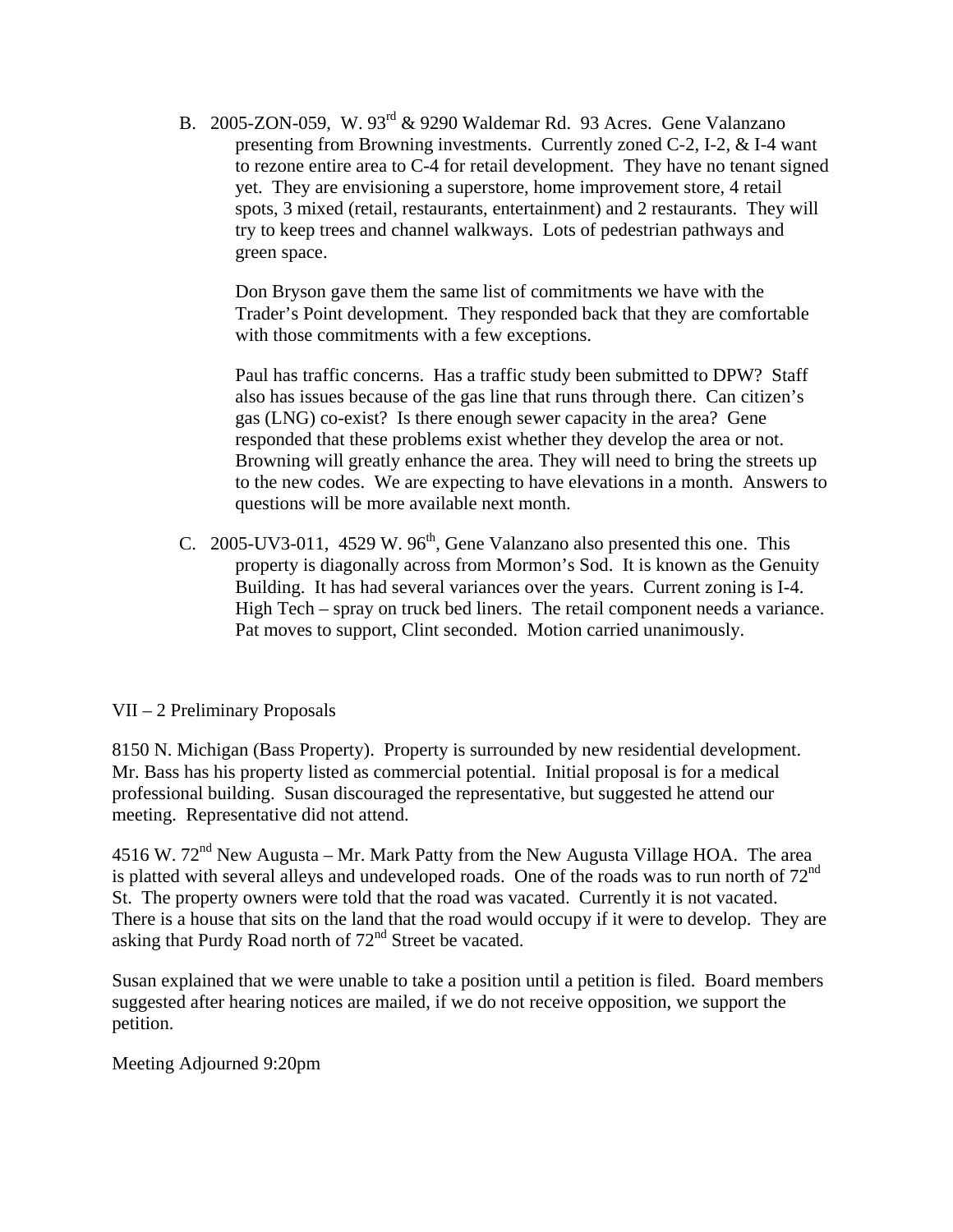B. 2005-ZON-059, W. 93rd & 9290 Waldemar Rd. 93 Acres. Gene Valanzano presenting from Browning investments. Currently zoned C-2, I-2, & I-4 want to rezone entire area to C-4 for retail development. They have no tenant signed yet. They are envisioning a superstore, home improvement store, 4 retail spots, 3 mixed (retail, restaurants, entertainment) and 2 restaurants. They will try to keep trees and channel walkways. Lots of pedestrian pathways and green space.

   Don Bryson gave them the same list of commitments we have with the Trader's Point development. They responded back that they are comfortable with those commitments with a few exceptions.

   Paul has traffic concerns. Has a traffic study been submitted to DPW? Staff also has issues because of the gas line that runs through there. Can citizen's gas (LNG) co-exist? Is there enough sewer capacity in the area? Gene responded that these problems exist whether they develop the area or not. Browning will greatly enhance the area. They will need to bring the streets up to the new codes. We are expecting to have elevations in a month. Answers to questions will be more available next month.

C. 2005-UV3-011, 4529 W. 96th, Gene Valanzano also presented this one. This property is diagonally across from Mormon's Sod. It is known as the Genuity Building. It has had several variances over the years. Current zoning is I-4. High Tech – spray on truck bed liners. The retail component needs a variance. Pat moves to support, Clint seconded. Motion carried unanimously.

VII – 2 Preliminary Proposals

8150 N. Michigan (Bass Property). Property is surrounded by new residential development. Mr. Bass has his property listed as commercial potential. Initial proposal is for a medical professional building. Susan discouraged the representative, but suggested he attend our meeting. Representative did not attend.

4516 W. 72nd New Augusta – Mr. Mark Patty from the New Augusta Village HOA. The area is platted with several alleys and undeveloped roads. One of the roads was to run north of 72nd St. The property owners were told that the road was vacated. Currently it is not vacated. There is a house that sits on the land that the road would occupy if it were to develop. They are asking that Purdy Road north of 72nd Street be vacated.

Susan explained that we were unable to take a position until a petition is filed. Board members suggested after hearing notices are mailed, if we do not receive opposition, we support the petition.

Meeting Adjourned 9:20pm